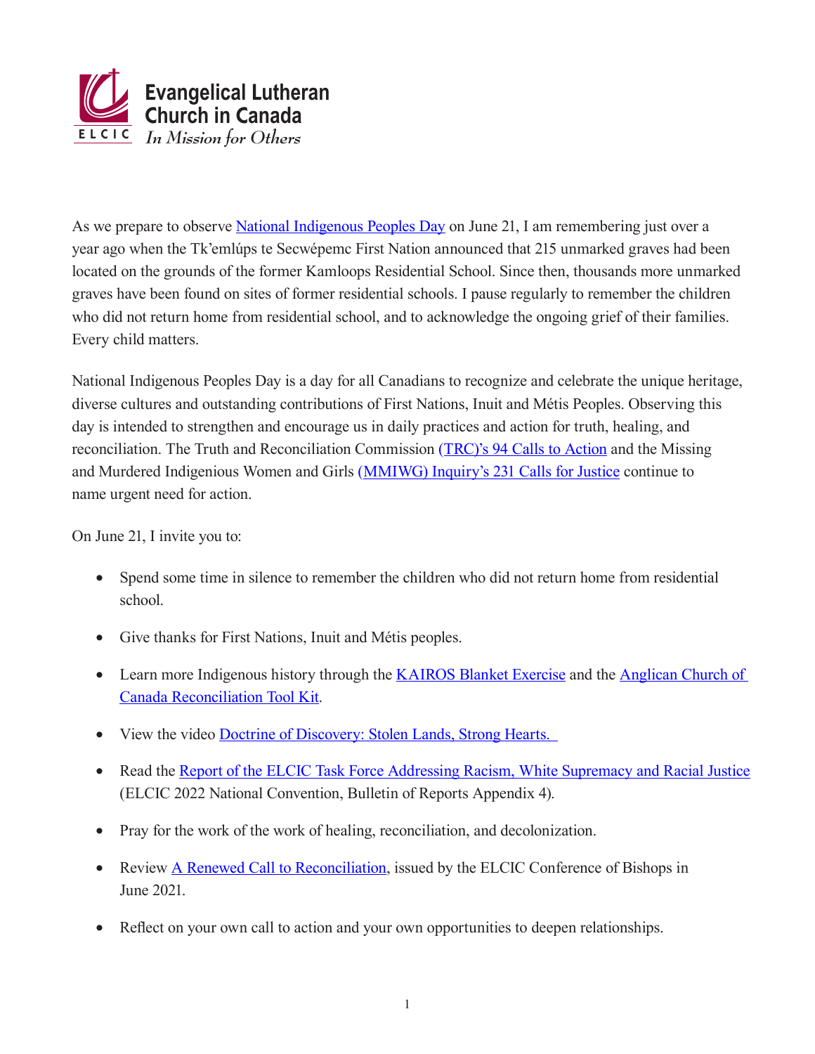Evangelical Lutheran Church in Canada
ELCIC
*In Mission for Others*

As we prepare to observe National Indigenous Peoples Day on June 21, I am remembering just over a year ago when the Tk'emlúps te Secwépemc First Nation announced that 215 unmarked graves had been located on the grounds of the former Kamloops Residential School. Since then, thousands more unmarked graves have been found on sites of former residential schools. I pause regularly to remember the children who did not return home from residential school, and to acknowledge the ongoing grief of their families. Every child matters.

National Indigenous Peoples Day is a day for all Canadians to recognize and celebrate the unique heritage, diverse cultures and outstanding contributions of First Nations, Inuit and Métis Peoples. Observing this day is intended to strengthen and encourage us in daily practices and action for truth, healing, and reconciliation. The Truth and Reconciliation Commission (TRC)'s 94 Calls to Action and the Missing and Murdered Indigenious Women and Girls (MMIWG) Inquiry's 231 Calls for Justice continue to name urgent need for action.

On June 21, I invite you to:

- Spend some time in silence to remember the children who did not return home from residential school.
- Give thanks for First Nations, Inuit and Métis peoples.
- Learn more Indigenous history through the KAIROS Blanket Exercise and the Anglican Church of Canada Reconciliation Tool Kit.
- View the video Doctrine of Discovery: Stolen Lands, Strong Hearts.
- Read the Report of the ELCIC Task Force Addressing Racism, White Supremacy and Racial Justice (ELCIC 2022 National Convention, Bulletin of Reports Appendix 4).
- Pray for the work of the work of healing, reconciliation, and decolonization.
- Review A Renewed Call to Reconciliation, issued by the ELCIC Conference of Bishops in June 2021.
- Reflect on your own call to action and your own opportunities to deepen relationships.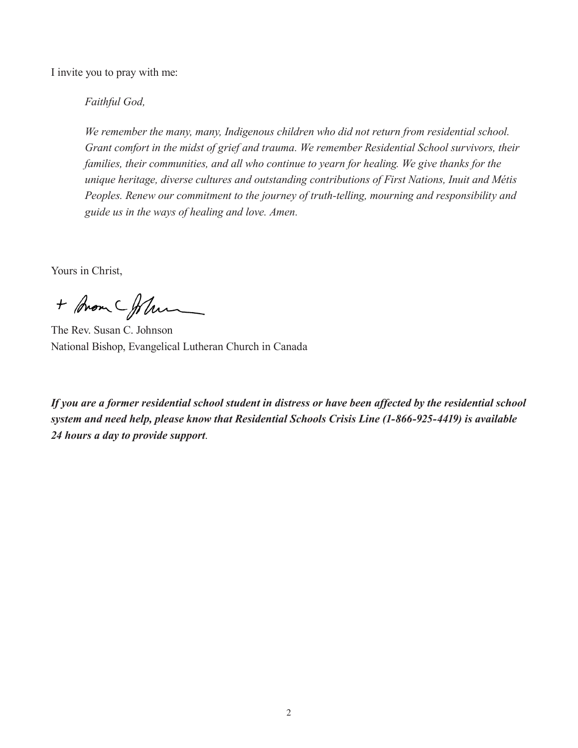I invite you to pray with me:

> *Faithful God,*
>
> *We remember the many, many, Indigenous children who did not return from residential school. Grant comfort in the midst of grief and trauma. We remember Residential School survivors, their families, their communities, and all who continue to yearn for healing. We give thanks for the unique heritage, diverse cultures and outstanding contributions of First Nations, Inuit and Métis Peoples. Renew our commitment to the journey of truth-telling, mourning and responsibility and guide us in the ways of healing and love. Amen.*

Yours in Christ,

The Rev. Susan C. Johnson
National Bishop, Evangelical Lutheran Church in Canada

***If you are a former residential school student in distress or have been affected by the residential school system and need help, please know that Residential Schools Crisis Line (1-866-925-4419) is available 24 hours a day to provide support***.